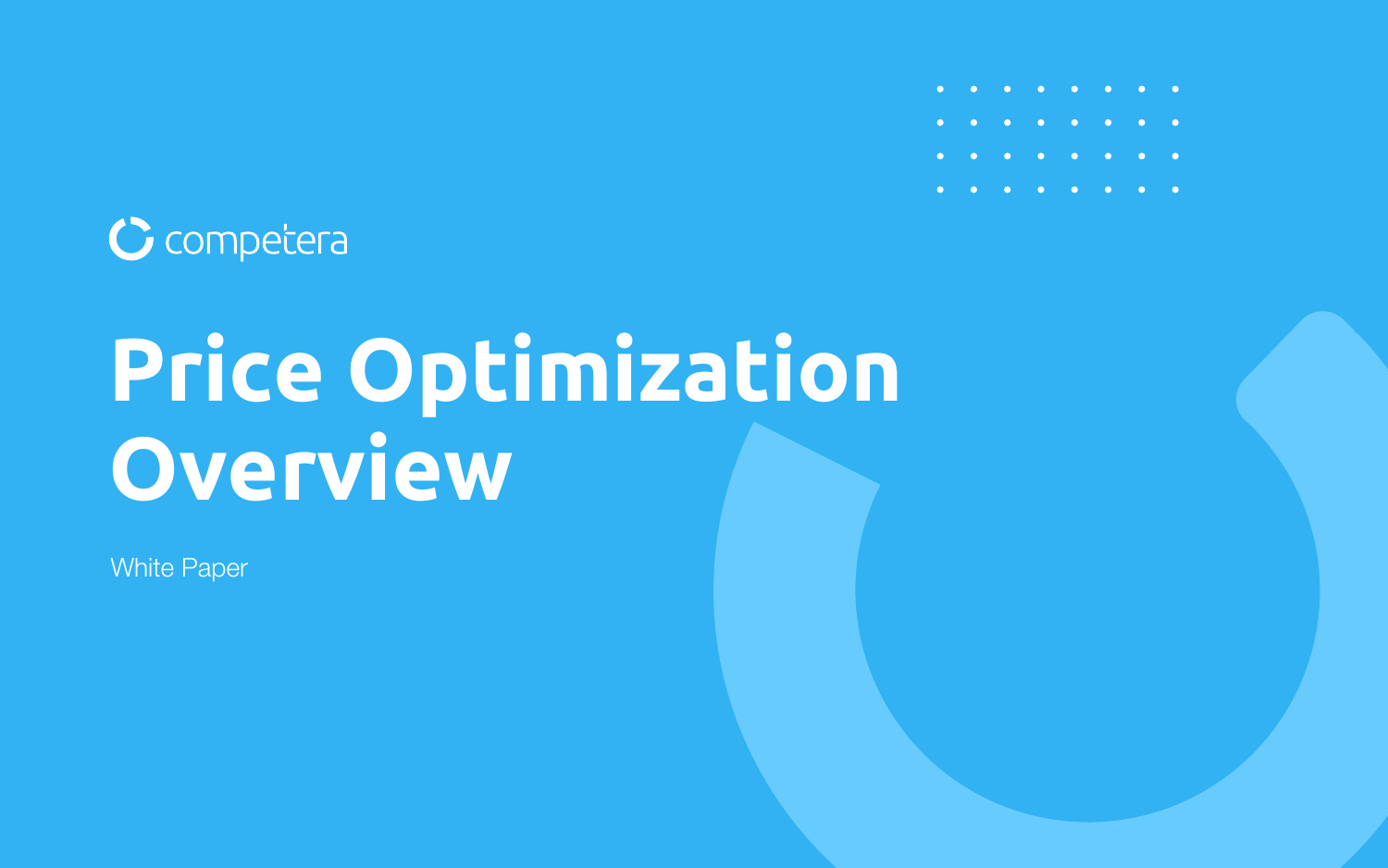competera

# Price Optimization Overview

White Paper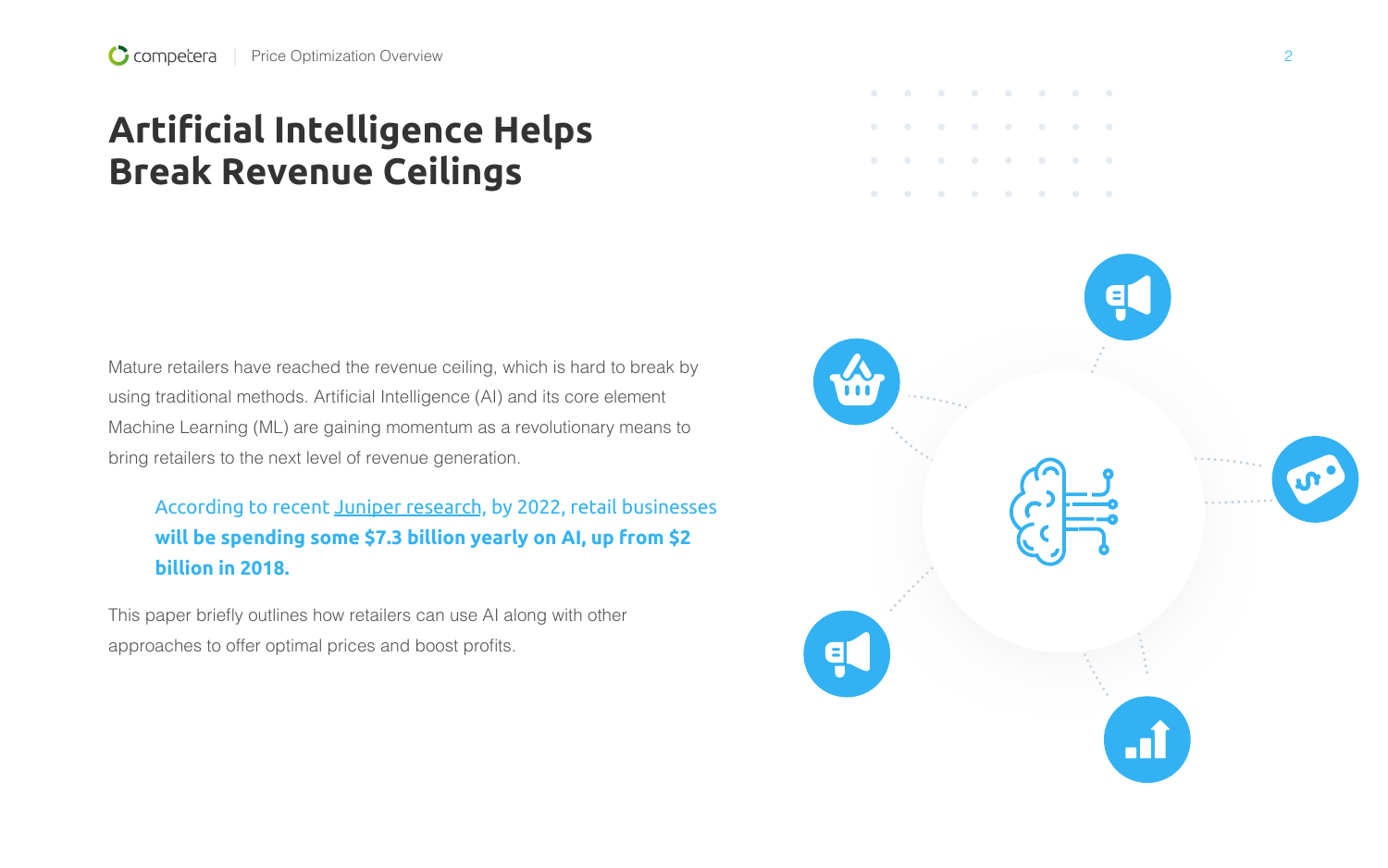# Artificial Intelligence Helps Break Revenue Ceilings

Mature retailers have reached the revenue ceiling, which is hard to break by using traditional methods. Artificial Intelligence (AI) and its core element Machine Learning (ML) are gaining momentum as a revolutionary means to bring retailers to the next level of revenue generation.

> According to recent Juniper research, by 2022, retail businesses **will be spending some $7.3 billion yearly on AI, up from $2 billion in 2018.**

This paper briefly outlines how retailers can use AI along with other approaches to offer optimal prices and boost profits.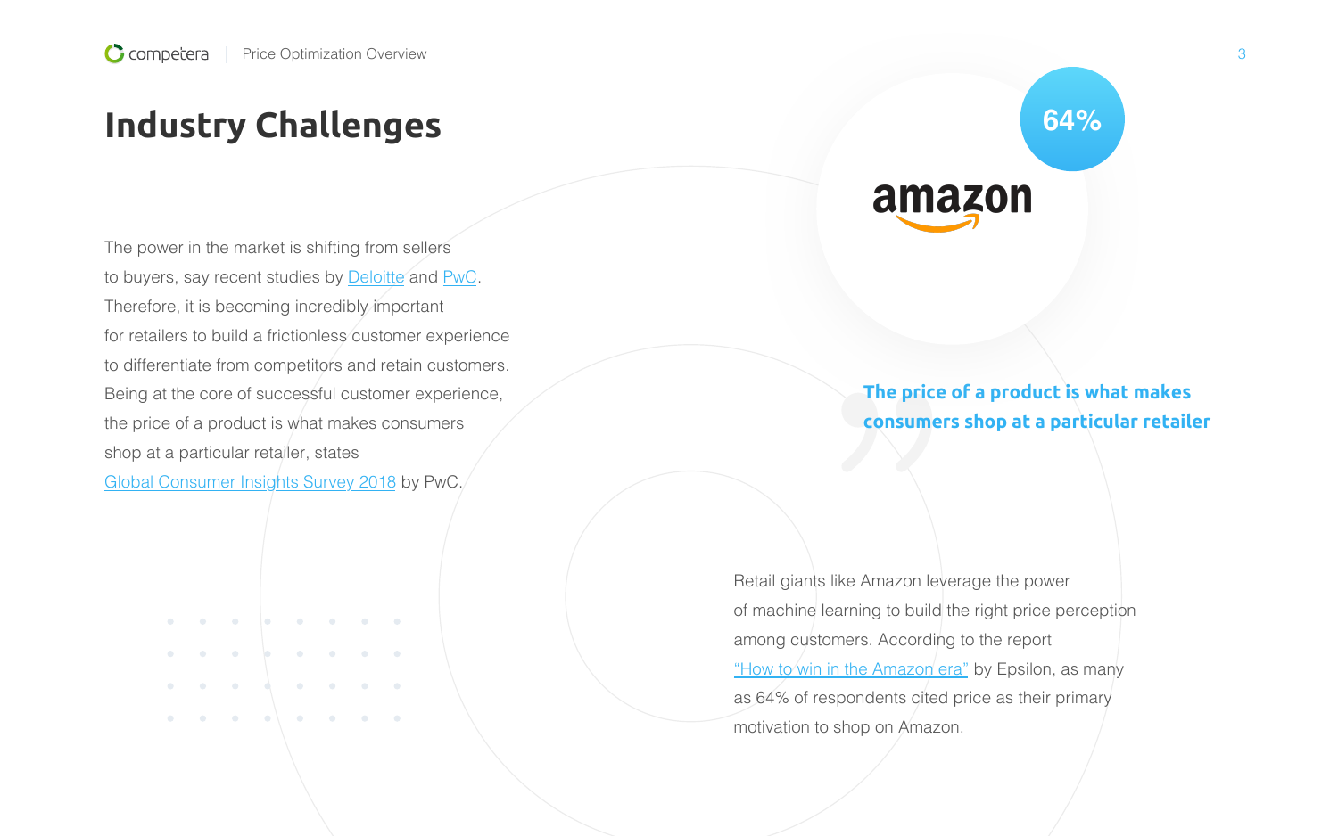# Industry Challenges

The power in the market is shifting from sellers to buyers, say recent studies by [Deloitte]() and [PwC](). Therefore, it is becoming incredibly important for retailers to build a frictionless customer experience to differentiate from competitors and retain customers. Being at the core of successful customer experience, the price of a product is what makes consumers shop at a particular retailer, states [Global Consumer Insights Survey 2018]() by PwC.

64%

amazon

> **The price of a product is what makes consumers shop at a particular retailer**

Retail giants like Amazon leverage the power of machine learning to build the right price perception among customers. According to the report ["How to win in the Amazon era"]() by Epsilon, as many as 64% of respondents cited price as their primary motivation to shop on Amazon.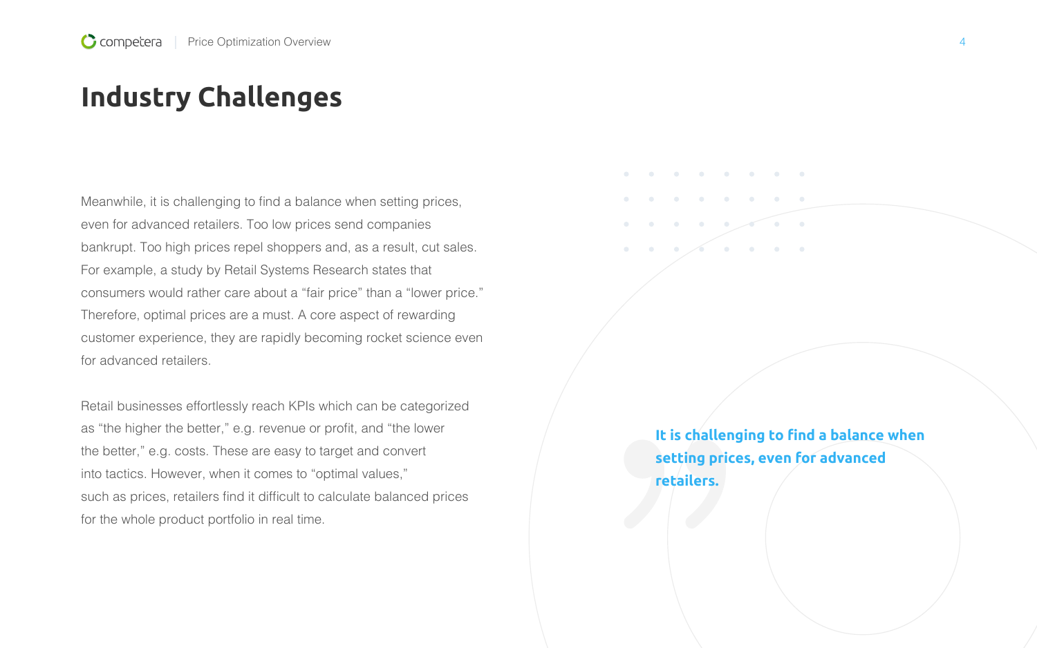# Industry Challenges

Meanwhile, it is challenging to find a balance when setting prices, even for advanced retailers. Too low prices send companies bankrupt. Too high prices repel shoppers and, as a result, cut sales. For example, a study by Retail Systems Research states that consumers would rather care about a "fair price" than a "lower price." Therefore, optimal prices are a must. A core aspect of rewarding customer experience, they are rapidly becoming rocket science even for advanced retailers.

Retail businesses effortlessly reach KPIs which can be categorized as "the higher the better," e.g. revenue or profit, and "the lower the better," e.g. costs. These are easy to target and convert into tactics. However, when it comes to "optimal values," such as prices, retailers find it difficult to calculate balanced prices for the whole product portfolio in real time.

> **It is challenging to find a balance when setting prices, even for advanced retailers.**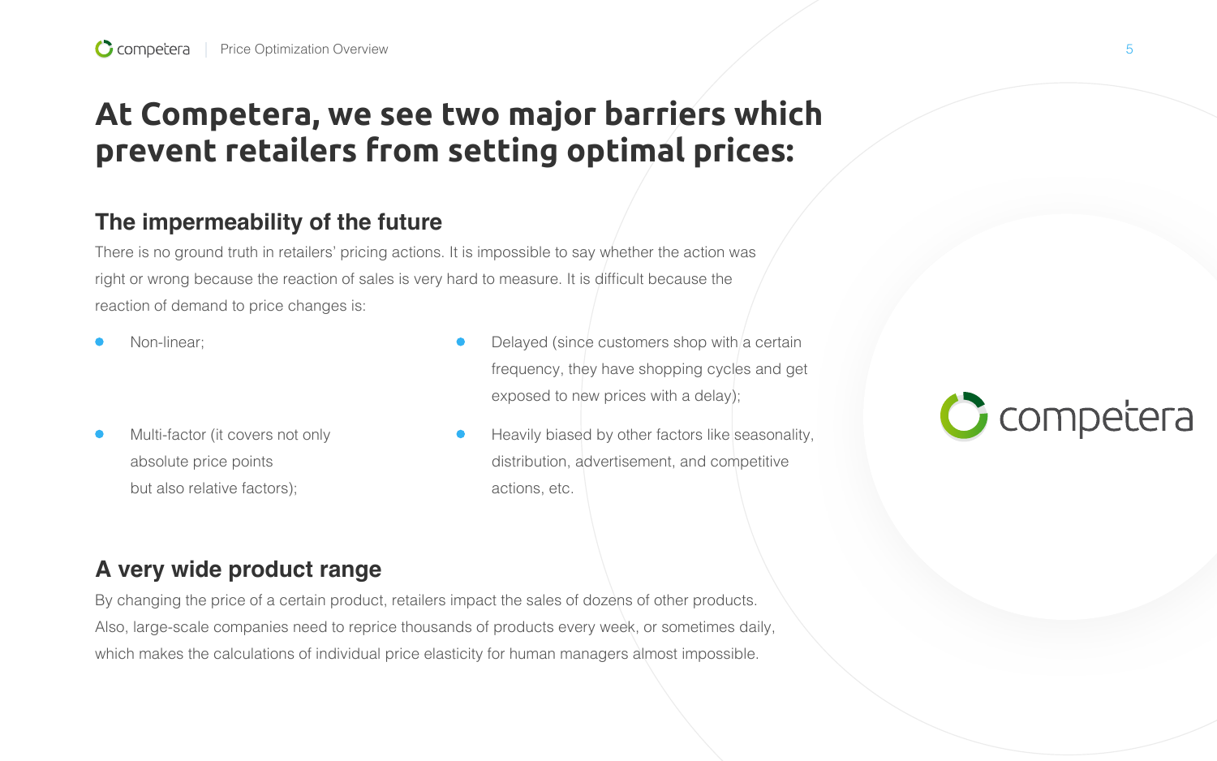# At Competera, we see two major barriers which prevent retailers from setting optimal prices:

## The impermeability of the future

There is no ground truth in retailers' pricing actions. It is impossible to say whether the action was right or wrong because the reaction of sales is very hard to measure. It is difficult because the reaction of demand to price changes is:

- Non-linear;
- Delayed (since customers shop with a certain frequency, they have shopping cycles and get exposed to new prices with a delay);
- Multi-factor (it covers not only absolute price points but also relative factors);
- Heavily biased by other factors like seasonality, distribution, advertisement, and competitive actions, etc.

## A very wide product range

By changing the price of a certain product, retailers impact the sales of dozens of other products. Also, large-scale companies need to reprice thousands of products every week, or sometimes daily, which makes the calculations of individual price elasticity for human managers almost impossible.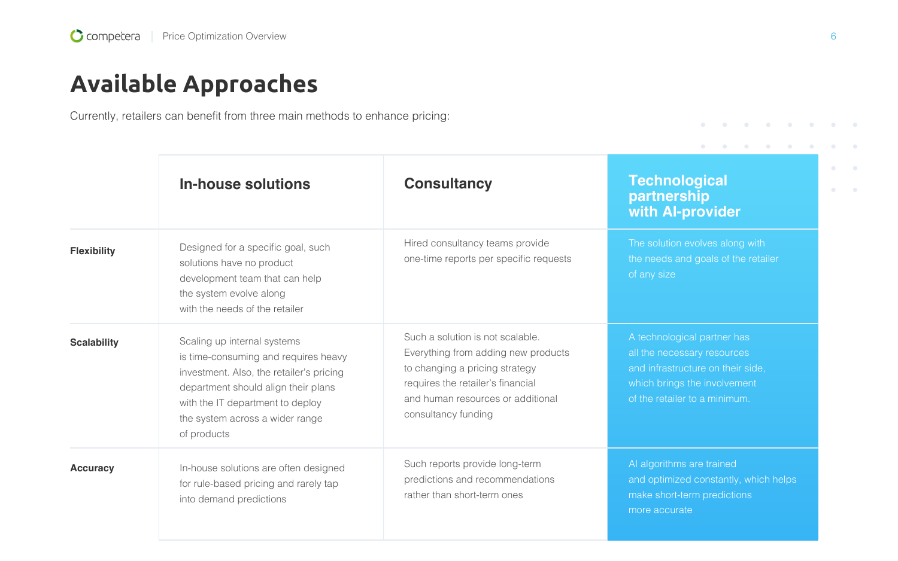# Available Approaches

Currently, retailers can benefit from three main methods to enhance pricing:

| | In-house solutions | Consultancy | Technological partnership with AI-provider |
|---|---|---|---|
| **Flexibility** | Designed for a specific goal, such solutions have no product development team that can help the system evolve along with the needs of the retailer | Hired consultancy teams provide one-time reports per specific requests | The solution evolves along with the needs and goals of the retailer of any size |
| **Scalability** | Scaling up internal systems is time-consuming and requires heavy investment. Also, the retailer's pricing department should align their plans with the IT department to deploy the system across a wider range of products | Such a solution is not scalable. Everything from adding new products to changing a pricing strategy requires the retailer's financial and human resources or additional consultancy funding | A technological partner has all the necessary resources and infrastructure on their side, which brings the involvement of the retailer to a minimum. |
| **Accuracy** | In-house solutions are often designed for rule-based pricing and rarely tap into demand predictions | Such reports provide long-term predictions and recommendations rather than short-term ones | AI algorithms are trained and optimized constantly, which helps make short-term predictions more accurate |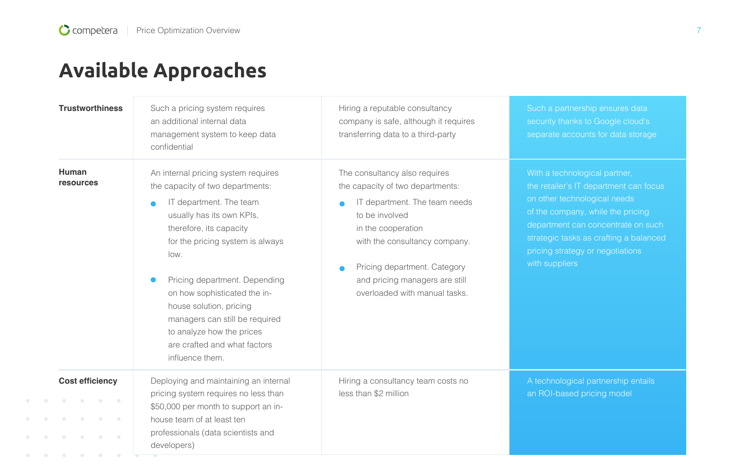# Available Approaches

| | | | |
|---|---|---|---|
| **Trustworthiness** | Such a pricing system requires an additional internal data management system to keep data confidential | Hiring a reputable consultancy company is safe, although it requires transferring data to a third-party | Such a partnership ensures data security thanks to Google cloud's separate accounts for data storage |
| **Human resources** | An internal pricing system requires the capacity of two departments:<br>• IT department. The team usually has its own KPIs, therefore, its capacity for the pricing system is always low.<br>• Pricing department. Depending on how sophisticated the in-house solution, pricing managers can still be required to analyze how the prices are crafted and what factors influence them. | The consultancy also requires the capacity of two departments:<br>• IT department. The team needs to be involved in the cooperation with the consultancy company.<br>• Pricing department. Category and pricing managers are still overloaded with manual tasks. | With a technological partner, the retailer's IT department can focus on other technological needs of the company, while the pricing department can concentrate on such strategic tasks as crafting a balanced pricing strategy or negotiations with suppliers |
| **Cost efficiency** | Deploying and maintaining an internal pricing system requires no less than $50,000 per month to support an in-house team of at least ten professionals (data scientists and developers) | Hiring a consultancy team costs no less than $2 million | A technological partnership entails an ROI-based pricing model |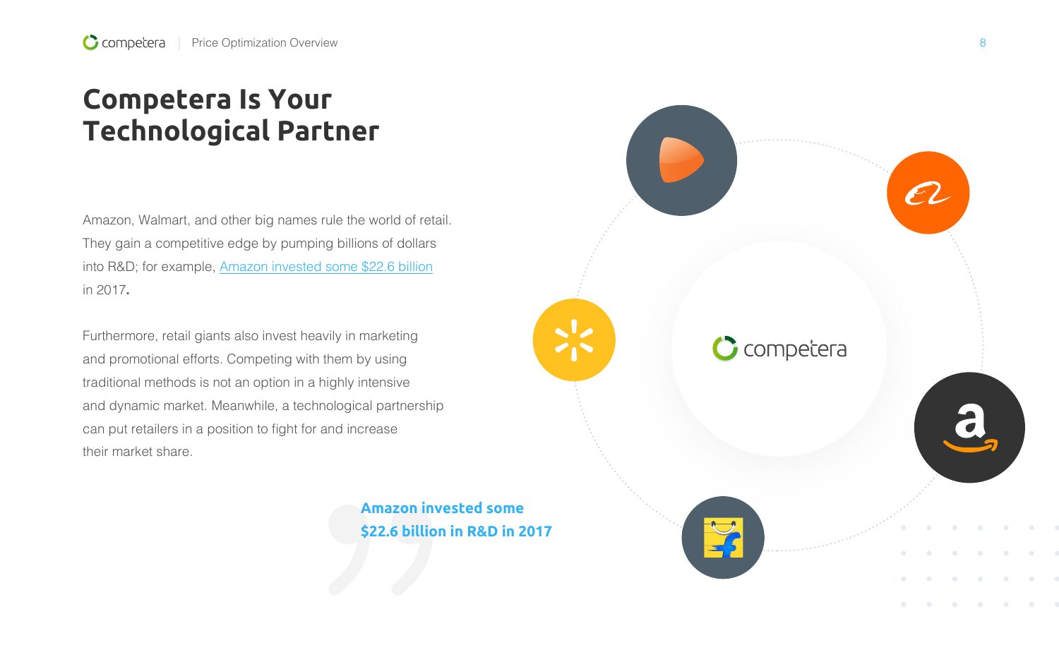# Competera Is Your Technological Partner

Amazon, Walmart, and other big names rule the world of retail. They gain a competitive edge by pumping billions of dollars into R&D; for example, Amazon invested some $22.6 billion in 2017.

Furthermore, retail giants also invest heavily in marketing and promotional efforts. Competing with them by using traditional methods is not an option in a highly intensive and dynamic market. Meanwhile, a technological partnership can put retailers in a position to fight for and increase their market share.

> **Amazon invested some $22.6 billion in R&D in 2017**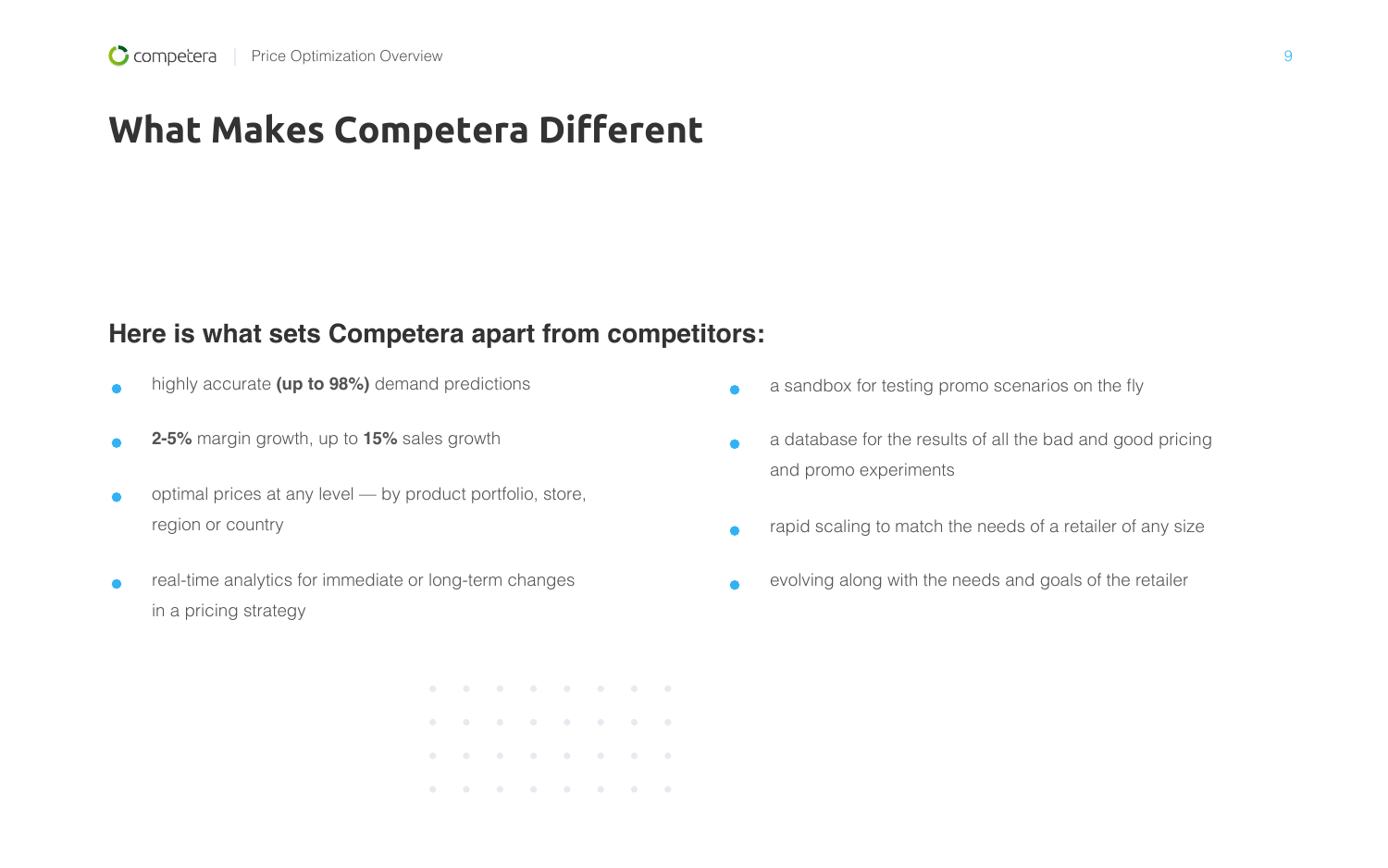# What Makes Competera Different

## Here is what sets Competera apart from competitors:

- highly accurate **(up to 98%)** demand predictions
- **2-5%** margin growth, up to **15%** sales growth
- optimal prices at any level — by product portfolio, store, region or country
- real-time analytics for immediate or long-term changes in a pricing strategy
- a sandbox for testing promo scenarios on the fly
- a database for the results of all the bad and good pricing and promo experiments
- rapid scaling to match the needs of a retailer of any size
- evolving along with the needs and goals of the retailer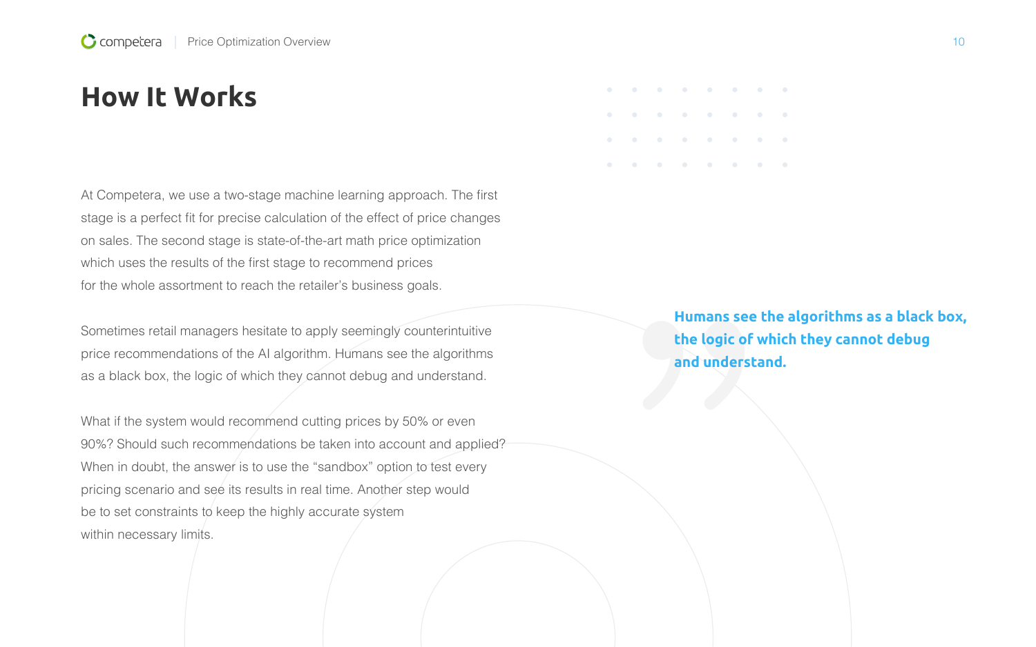# How It Works

At Competera, we use a two-stage machine learning approach. The first stage is a perfect fit for precise calculation of the effect of price changes on sales. The second stage is state-of-the-art math price optimization which uses the results of the first stage to recommend prices for the whole assortment to reach the retailer's business goals.

Sometimes retail managers hesitate to apply seemingly counterintuitive price recommendations of the AI algorithm. Humans see the algorithms as a black box, the logic of which they cannot debug and understand.

What if the system would recommend cutting prices by 50% or even 90%? Should such recommendations be taken into account and applied? When in doubt, the answer is to use the "sandbox" option to test every pricing scenario and see its results in real time. Another step would be to set constraints to keep the highly accurate system within necessary limits.

> **Humans see the algorithms as a black box, the logic of which they cannot debug and understand.**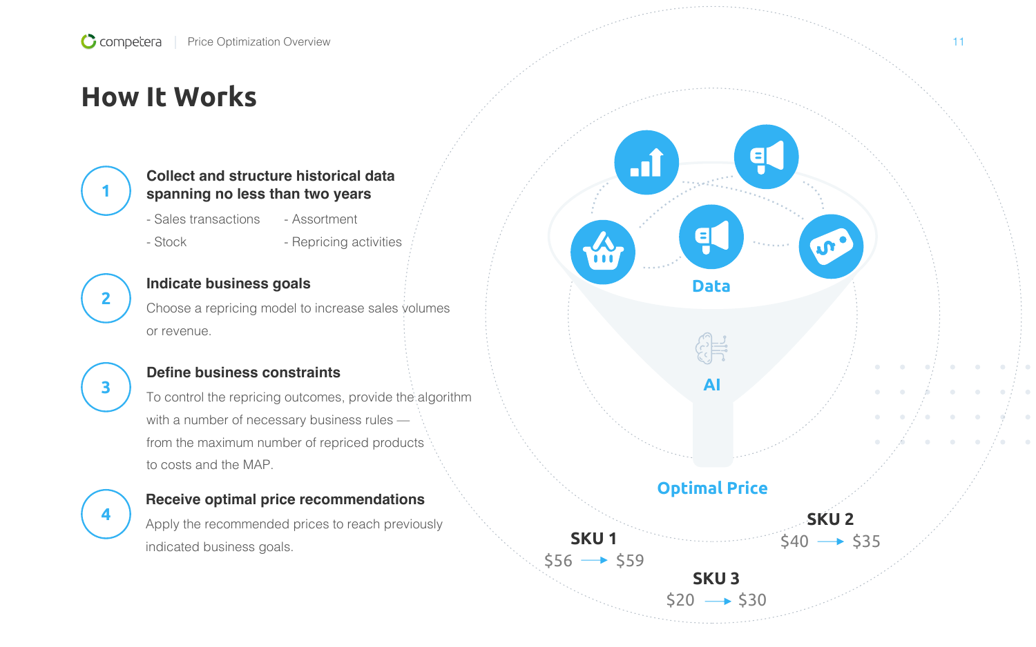# How It Works

1. **Collect and structure historical data spanning no less than two years**
   - Sales transactions
   - Assortment
   - Stock
   - Repricing activities

2. **Indicate business goals**

   Choose a repricing model to increase sales volumes or revenue.

3. **Define business constraints**

   To control the repricing outcomes, provide the algorithm with a number of necessary business rules — from the maximum number of repriced products to costs and the MAP.

4. **Receive optimal price recommendations**

   Apply the recommended prices to reach previously indicated business goals.

Data

AI

Optimal Price

SKU 1
$56 → $59

SKU 2
$40 → $35

SKU 3
$20 → $30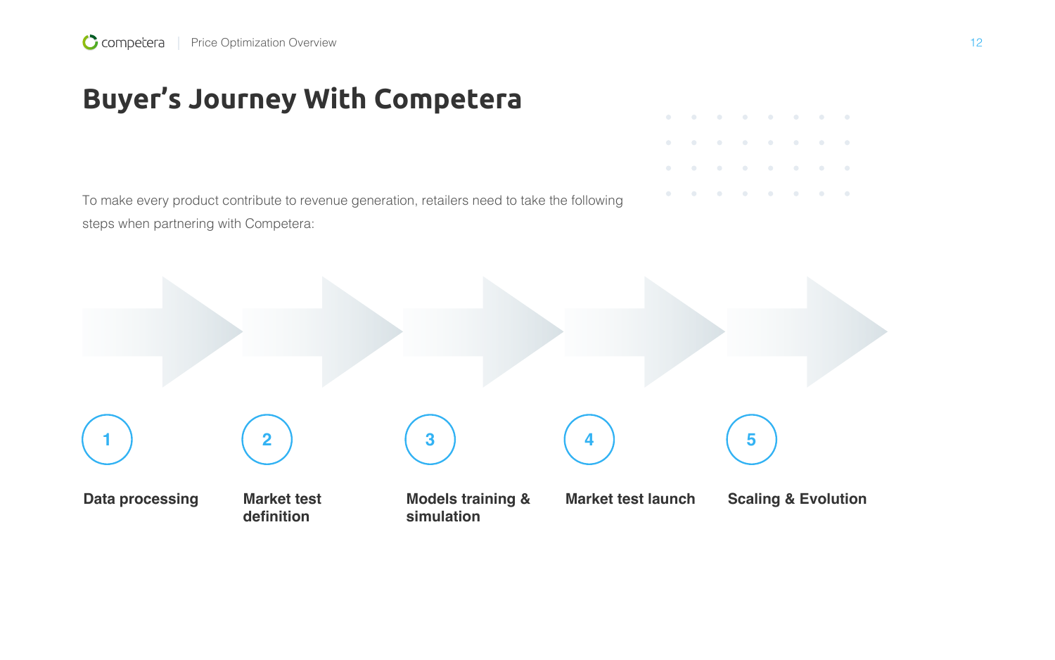# Buyer's Journey With Competera

To make every product contribute to revenue generation, retailers need to take the following steps when partnering with Competera:

1. **Data processing**
2. **Market test definition**
3. **Models training & simulation**
4. **Market test launch**
5. **Scaling & Evolution**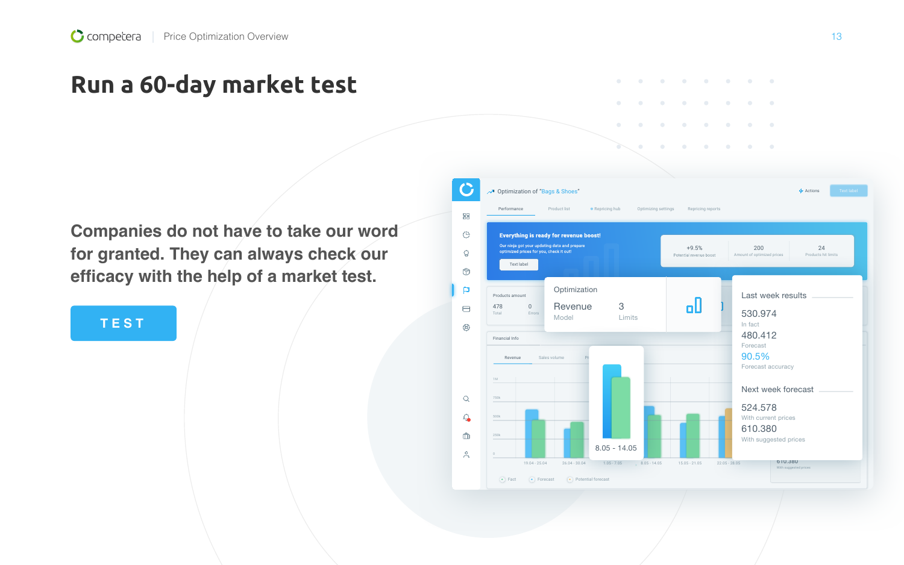# Run a 60-day market test

Companies do not have to take our word for granted. They can always check our efficacy with the help of a market test.

TEST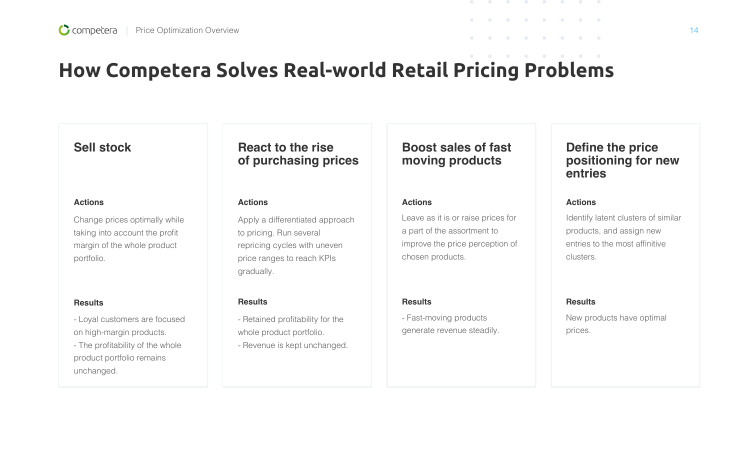# How Competera Solves Real-world Retail Pricing Problems

## Sell stock

**Actions**

Change prices optimally while taking into account the profit margin of the whole product portfolio.

**Results**

- Loyal customers are focused on high-margin products.
- The profitability of the whole product portfolio remains unchanged.

## React to the rise of purchasing prices

**Actions**

Apply a differentiated approach to pricing. Run several repricing cycles with uneven price ranges to reach KPIs gradually.

**Results**

- Retained profitability for the whole product portfolio.
- Revenue is kept unchanged.

## Boost sales of fast moving products

**Actions**

Leave as it is or raise prices for a part of the assortment to improve the price perception of chosen products.

**Results**

- Fast-moving products generate revenue steadily.

## Define the price positioning for new entries

**Actions**

Identify latent clusters of similar products, and assign new entries to the most affinitive clusters.

**Results**

New products have optimal prices.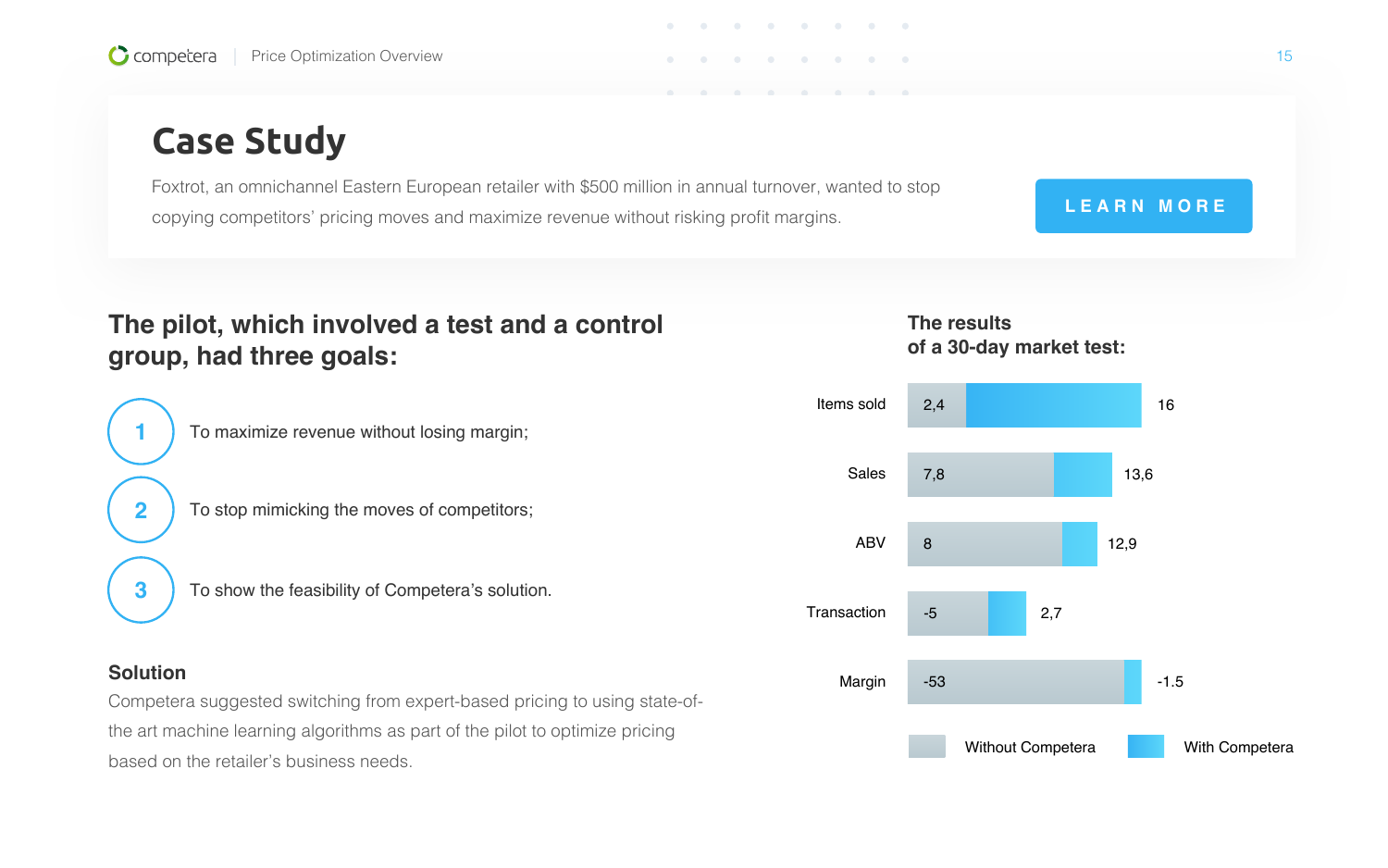# Case Study

Foxtrot, an omnichannel Eastern European retailer with $500 million in annual turnover, wanted to stop copying competitors' pricing moves and maximize revenue without risking profit margins.

LEARN MORE

## The pilot, which involved a test and a control group, had three goals:

1. To maximize revenue without losing margin;
2. To stop mimicking the moves of competitors;
3. To show the feasibility of Competera's solution.

### Solution

Competera suggested switching from expert-based pricing to using state-of-the art machine learning algorithms as part of the pilot to optimize pricing based on the retailer's business needs.

### The results of a 30-day market test:

| | Without Competera | With Competera |
|---|---|---|
| Items sold | 2,4 | 16 |
| Sales | 7,8 | 13,6 |
| ABV | 8 | 12,9 |
| Transaction | -5 | 2,7 |
| Margin | -53 | -1.5 |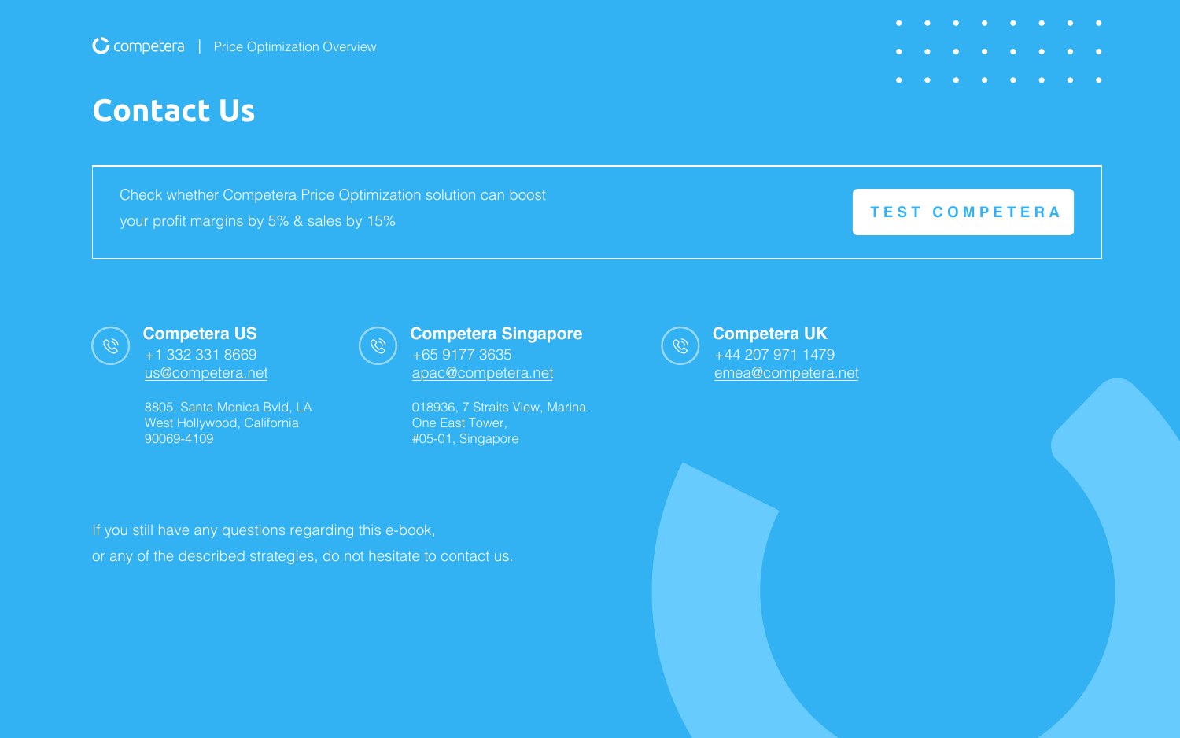# Contact Us

Check whether Competera Price Optimization solution can boost your profit margins by 5% & sales by 15%

TEST COMPETERA

### Competera US

+1 332 331 8669
us@competera.net

8805, Santa Monica Bvld, LA
West Hollywood, California
90069-4109

### Competera Singapore

+65 9177 3635
apac@competera.net

018936, 7 Straits View, Marina
One East Tower,
#05-01, Singapore

### Competera UK

+44 207 971 1479
emea@competera.net

If you still have any questions regarding this e-book, or any of the described strategies, do not hesitate to contact us.